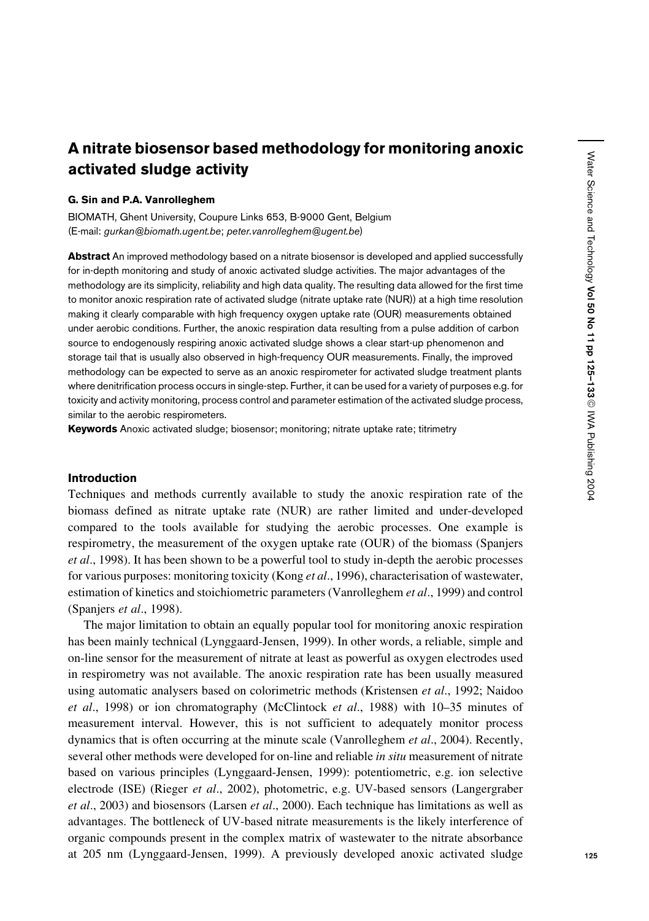# A nitrate biosensor based methodology for monitoring anoxic activated sludge activity

**G. Sin and P.A. Vanrolleghem**

BIOMATH, Ghent University, Coupure Links 653, B-9000 Gent, Belgium
(E-mail: *gurkan@biomath.ugent.be*; *peter.vanrolleghem@ugent.be*)

**Abstract** An improved methodology based on a nitrate biosensor is developed and applied successfully for in-depth monitoring and study of anoxic activated sludge activities. The major advantages of the methodology are its simplicity, reliability and high data quality. The resulting data allowed for the first time to monitor anoxic respiration rate of activated sludge (nitrate uptake rate (NUR)) at a high time resolution making it clearly comparable with high frequency oxygen uptake rate (OUR) measurements obtained under aerobic conditions. Further, the anoxic respiration data resulting from a pulse addition of carbon source to endogenously respiring anoxic activated sludge shows a clear start-up phenomenon and storage tail that is usually also observed in high-frequency OUR measurements. Finally, the improved methodology can be expected to serve as an anoxic respirometer for activated sludge treatment plants where denitrification process occurs in single-step. Further, it can be used for a variety of purposes e.g. for toxicity and activity monitoring, process control and parameter estimation of the activated sludge process, similar to the aerobic respirometers.

**Keywords** Anoxic activated sludge; biosensor; monitoring; nitrate uptake rate; titrimetry

## Introduction

Techniques and methods currently available to study the anoxic respiration rate of the biomass defined as nitrate uptake rate (NUR) are rather limited and under-developed compared to the tools available for studying the aerobic processes. One example is respirometry, the measurement of the oxygen uptake rate (OUR) of the biomass (Spanjers *et al*., 1998). It has been shown to be a powerful tool to study in-depth the aerobic processes for various purposes: monitoring toxicity (Kong *et al*., 1996), characterisation of wastewater, estimation of kinetics and stoichiometric parameters (Vanrolleghem *et al*., 1999) and control (Spanjers *et al*., 1998).

The major limitation to obtain an equally popular tool for monitoring anoxic respiration has been mainly technical (Lynggaard-Jensen, 1999). In other words, a reliable, simple and on-line sensor for the measurement of nitrate at least as powerful as oxygen electrodes used in respirometry was not available. The anoxic respiration rate has been usually measured using automatic analysers based on colorimetric methods (Kristensen *et al*., 1992; Naidoo *et al*., 1998) or ion chromatography (McClintock *et al*., 1988) with 10–35 minutes of measurement interval. However, this is not sufficient to adequately monitor process dynamics that is often occurring at the minute scale (Vanrolleghem *et al*., 2004). Recently, several other methods were developed for on-line and reliable *in situ* measurement of nitrate based on various principles (Lynggaard-Jensen, 1999): potentiometric, e.g. ion selective electrode (ISE) (Rieger *et al*., 2002), photometric, e.g. UV-based sensors (Langergraber *et al*., 2003) and biosensors (Larsen *et al*., 2000). Each technique has limitations as well as advantages. The bottleneck of UV-based nitrate measurements is the likely interference of organic compounds present in the complex matrix of wastewater to the nitrate absorbance at 205 nm (Lynggaard-Jensen, 1999). A previously developed anoxic activated sludge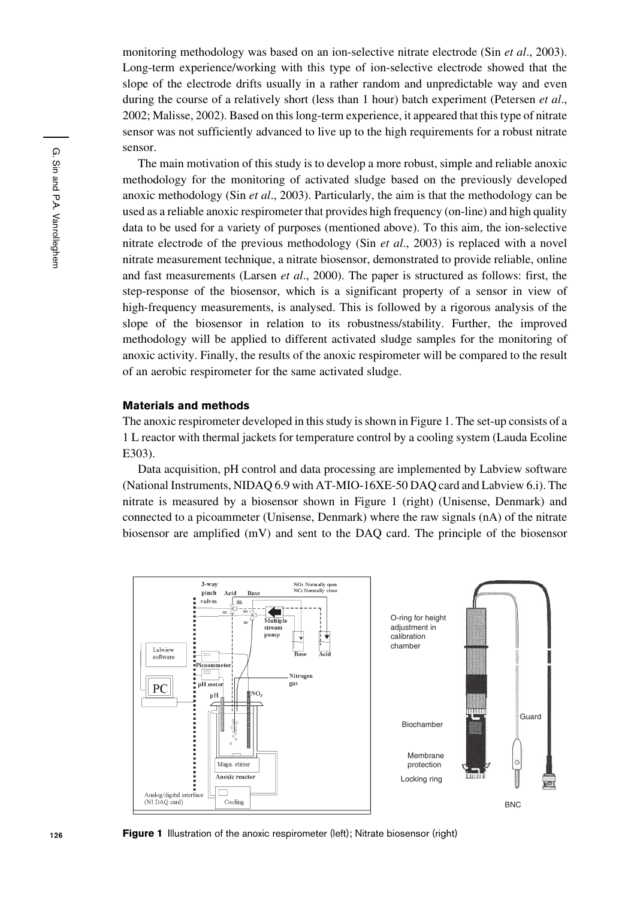monitoring methodology was based on an ion-selective nitrate electrode (Sin *et al*., 2003). Long-term experience/working with this type of ion-selective electrode showed that the slope of the electrode drifts usually in a rather random and unpredictable way and even during the course of a relatively short (less than 1 hour) batch experiment (Petersen *et al*., 2002; Malisse, 2002). Based on this long-term experience, it appeared that this type of nitrate sensor was not sufficiently advanced to live up to the high requirements for a robust nitrate sensor.

The main motivation of this study is to develop a more robust, simple and reliable anoxic methodology for the monitoring of activated sludge based on the previously developed anoxic methodology (Sin *et al*., 2003). Particularly, the aim is that the methodology can be used as a reliable anoxic respirometer that provides high frequency (on-line) and high quality data to be used for a variety of purposes (mentioned above). To this aim, the ion-selective nitrate electrode of the previous methodology (Sin *et al*., 2003) is replaced with a novel nitrate measurement technique, a nitrate biosensor, demonstrated to provide reliable, online and fast measurements (Larsen *et al*., 2000). The paper is structured as follows: first, the step-response of the biosensor, which is a significant property of a sensor in view of high-frequency measurements, is analysed. This is followed by a rigorous analysis of the slope of the biosensor in relation to its robustness/stability. Further, the improved methodology will be applied to different activated sludge samples for the monitoring of anoxic activity. Finally, the results of the anoxic respirometer will be compared to the result of an aerobic respirometer for the same activated sludge.

## Materials and methods

The anoxic respirometer developed in this study is shown in Figure 1. The set-up consists of a 1 L reactor with thermal jackets for temperature control by a cooling system (Lauda Ecoline E303).

Data acquisition, pH control and data processing are implemented by Labview software (National Instruments, NIDAQ 6.9 with AT-MIO-16XE-50 DAQ card and Labview 6.i). The nitrate is measured by a biosensor shown in Figure 1 (right) (Unisense, Denmark) and connected to a picoammeter (Unisense, Denmark) where the raw signals (nA) of the nitrate biosensor are amplified (mV) and sent to the DAQ card. The principle of the biosensor

**Figure 1** Illustration of the anoxic respirometer (left); Nitrate biosensor (right)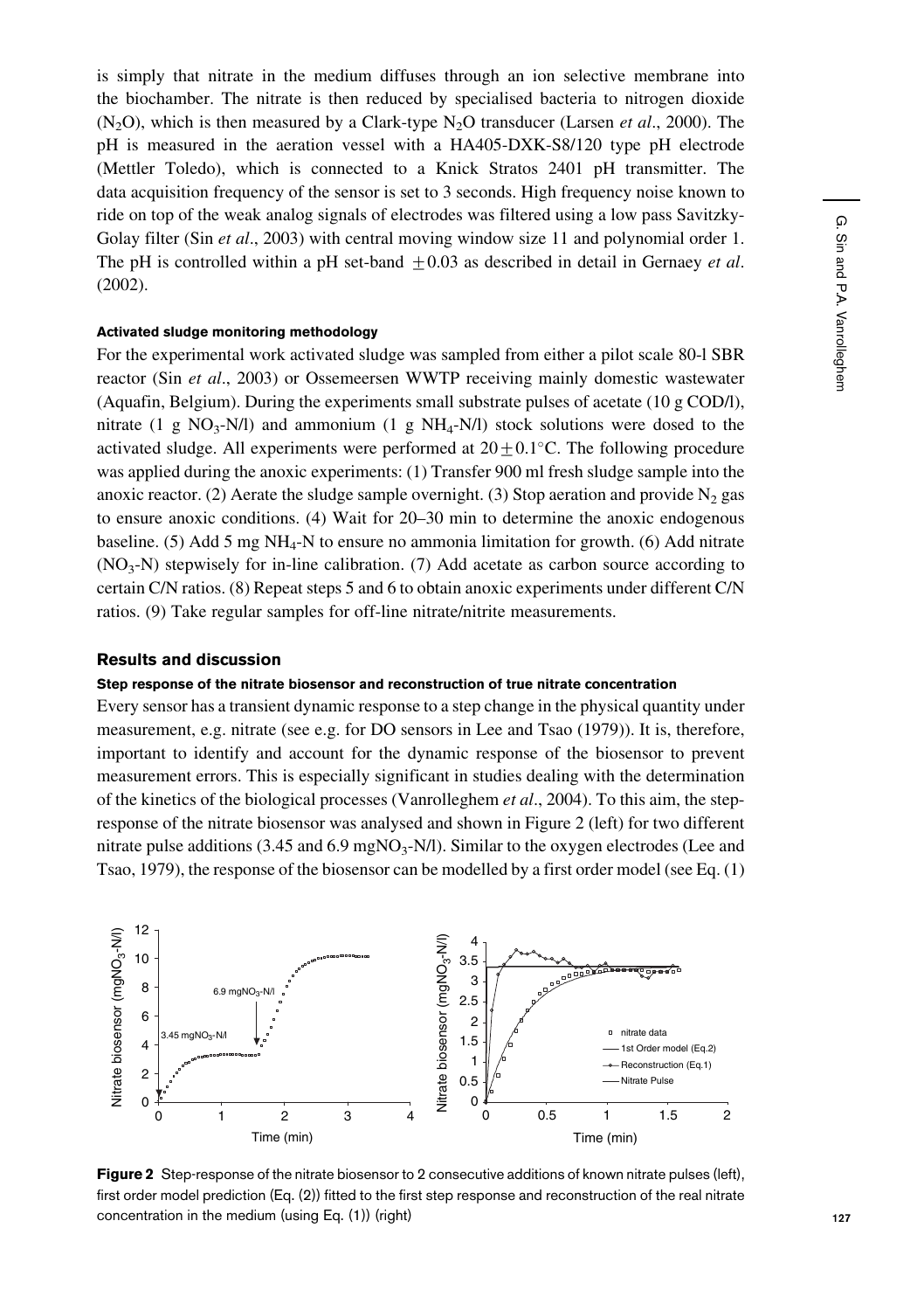is simply that nitrate in the medium diffuses through an ion selective membrane into the biochamber. The nitrate is then reduced by specialised bacteria to nitrogen dioxide ($N_2O$), which is then measured by a Clark-type $N_2O$ transducer (Larsen *et al*., 2000). The pH is measured in the aeration vessel with a HA405-DXK-S8/120 type pH electrode (Mettler Toledo), which is connected to a Knick Stratos 2401 pH transmitter. The data acquisition frequency of the sensor is set to 3 seconds. High frequency noise known to ride on top of the weak analog signals of electrodes was filtered using a low pass Savitzky-Golay filter (Sin *et al*., 2003) with central moving window size 11 and polynomial order 1. The pH is controlled within a pH set-band $\pm 0.03$ as described in detail in Gernaey *et al*. (2002).

#### Activated sludge monitoring methodology

For the experimental work activated sludge was sampled from either a pilot scale 80-l SBR reactor (Sin *et al*., 2003) or Ossemeersen WWTP receiving mainly domestic wastewater (Aquafin, Belgium). During the experiments small substrate pulses of acetate (10 g COD/l), nitrate (1 g $NO_3$-N/l) and ammonium (1 g $NH_4$-N/l) stock solutions were dosed to the activated sludge. All experiments were performed at $20 \pm 0.1°C$. The following procedure was applied during the anoxic experiments: (1) Transfer 900 ml fresh sludge sample into the anoxic reactor. (2) Aerate the sludge sample overnight. (3) Stop aeration and provide $N_2$ gas to ensure anoxic conditions. (4) Wait for 20–30 min to determine the anoxic endogenous baseline. (5) Add 5 mg $NH_4$-N to ensure no ammonia limitation for growth. (6) Add nitrate ($NO_3$-N) stepwisely for in-line calibration. (7) Add acetate as carbon source according to certain C/N ratios. (8) Repeat steps 5 and 6 to obtain anoxic experiments under different C/N ratios. (9) Take regular samples for off-line nitrate/nitrite measurements.

### Results and discussion

#### Step response of the nitrate biosensor and reconstruction of true nitrate concentration

Every sensor has a transient dynamic response to a step change in the physical quantity under measurement, e.g. nitrate (see e.g. for DO sensors in Lee and Tsao (1979)). It is, therefore, important to identify and account for the dynamic response of the biosensor to prevent measurement errors. This is especially significant in studies dealing with the determination of the kinetics of the biological processes (Vanrolleghem *et al*., 2004). To this aim, the step-response of the nitrate biosensor was analysed and shown in Figure 2 (left) for two different nitrate pulse additions (3.45 and 6.9 mg$NO_3$-N/l). Similar to the oxygen electrodes (Lee and Tsao, 1979), the response of the biosensor can be modelled by a first order model (see Eq. (1)

**Figure 2** Step-response of the nitrate biosensor to 2 consecutive additions of known nitrate pulses (left), first order model prediction (Eq. (2)) fitted to the first step response and reconstruction of the real nitrate concentration in the medium (using Eq. (1)) (right)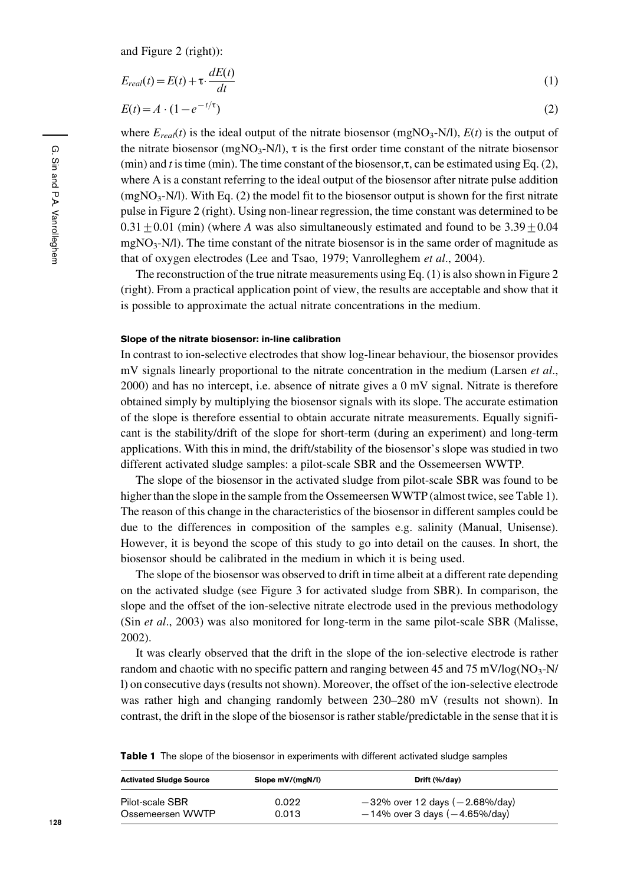and Figure 2 (right)):

$$E_{real}(t) = E(t) + \tau \cdot \frac{dE(t)}{dt} \tag{1}$$

$$E(t) = A \cdot (1 - e^{-t/\tau}) \tag{2}$$

where $E_{real}(t)$ is the ideal output of the nitrate biosensor ($mgNO_3$-N/l), $E(t)$ is the output of the nitrate biosensor ($mgNO_3$-N/l), $\tau$ is the first order time constant of the nitrate biosensor (min) and $t$ is time (min). The time constant of the biosensor, $\tau$, can be estimated using Eq. (2), where A is a constant referring to the ideal output of the biosensor after nitrate pulse addition ($mgNO_3$-N/l). With Eq. (2) the model fit to the biosensor output is shown for the first nitrate pulse in Figure 2 (right). Using non-linear regression, the time constant was determined to be $0.31 \pm 0.01$ (min) (where $A$ was also simultaneously estimated and found to be $3.39 \pm 0.04$ $mgNO_3$-N/l). The time constant of the nitrate biosensor is in the same order of magnitude as that of oxygen electrodes (Lee and Tsao, 1979; Vanrolleghem *et al*., 2004).

The reconstruction of the true nitrate measurements using Eq. (1) is also shown in Figure 2 (right). From a practical application point of view, the results are acceptable and show that it is possible to approximate the actual nitrate concentrations in the medium.

#### Slope of the nitrate biosensor: in-line calibration

In contrast to ion-selective electrodes that show log-linear behaviour, the biosensor provides mV signals linearly proportional to the nitrate concentration in the medium (Larsen *et al*., 2000) and has no intercept, i.e. absence of nitrate gives a 0 mV signal. Nitrate is therefore obtained simply by multiplying the biosensor signals with its slope. The accurate estimation of the slope is therefore essential to obtain accurate nitrate measurements. Equally significant is the stability/drift of the slope for short-term (during an experiment) and long-term applications. With this in mind, the drift/stability of the biosensor's slope was studied in two different activated sludge samples: a pilot-scale SBR and the Ossemeersen WWTP.

The slope of the biosensor in the activated sludge from pilot-scale SBR was found to be higher than the slope in the sample from the Ossemeersen WWTP (almost twice, see Table 1). The reason of this change in the characteristics of the biosensor in different samples could be due to the differences in composition of the samples e.g. salinity (Manual, Unisense). However, it is beyond the scope of this study to go into detail on the causes. In short, the biosensor should be calibrated in the medium in which it is being used.

The slope of the biosensor was observed to drift in time albeit at a different rate depending on the activated sludge (see Figure 3 for activated sludge from SBR). In comparison, the slope and the offset of the ion-selective nitrate electrode used in the previous methodology (Sin *et al*., 2003) was also monitored for long-term in the same pilot-scale SBR (Malisse, 2002).

It was clearly observed that the drift in the slope of the ion-selective electrode is rather random and chaotic with no specific pattern and ranging between 45 and 75 mV/log($NO_3$-N/l) on consecutive days (results not shown). Moreover, the offset of the ion-selective electrode was rather high and changing randomly between 230–280 mV (results not shown). In contrast, the drift in the slope of the biosensor is rather stable/predictable in the sense that it is

**Table 1** The slope of the biosensor in experiments with different activated sludge samples

| Activated Sludge Source | Slope mV/(mgN/l) | Drift (%/day) |
|---|---|---|
| Pilot-scale SBR | 0.022 | −32% over 12 days (−2.68%/day) |
| Ossemeersen WWTP | 0.013 | −14% over 3 days (−4.65%/day) |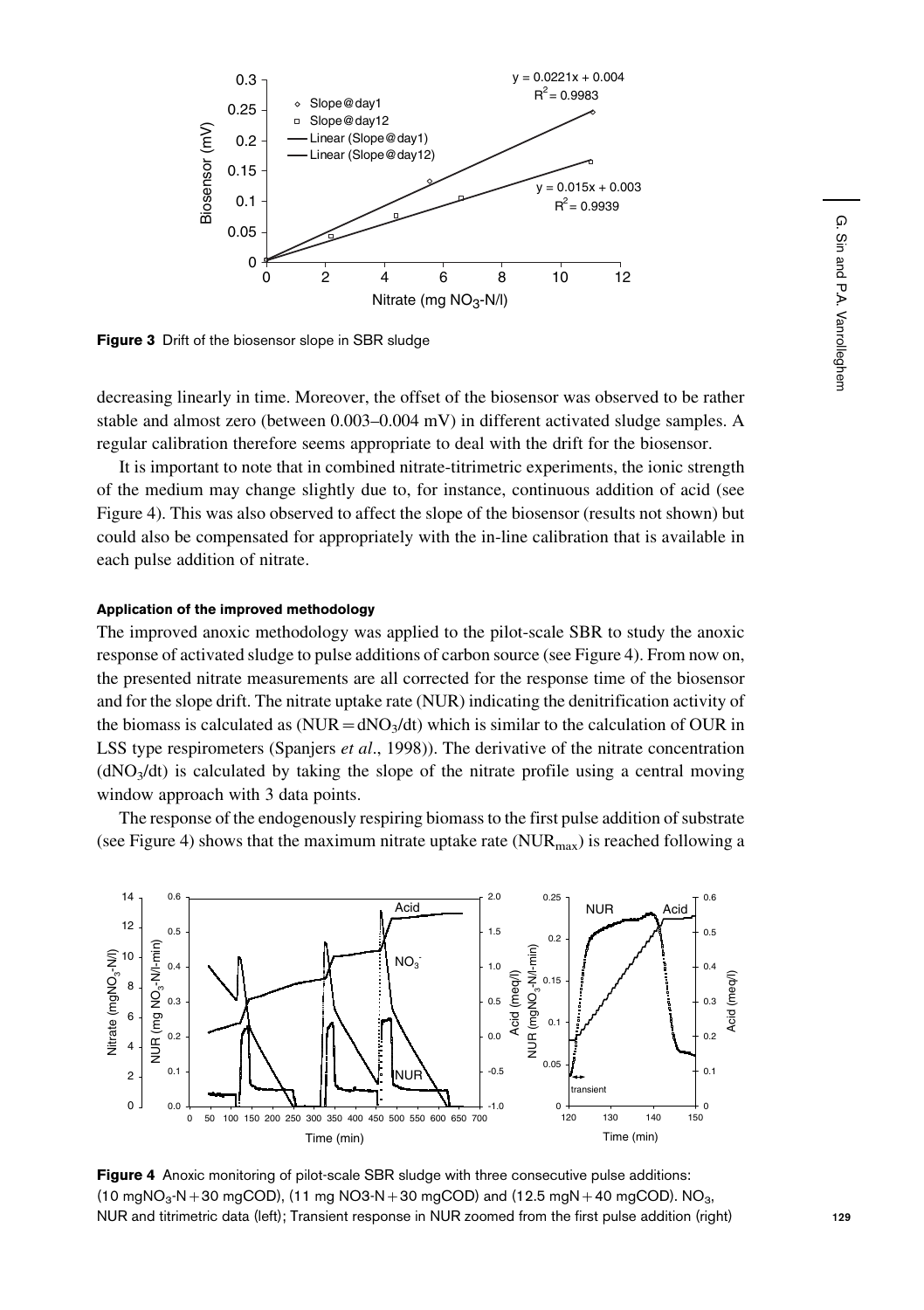**Figure 3** Drift of the biosensor slope in SBR sludge

decreasing linearly in time. Moreover, the offset of the biosensor was observed to be rather stable and almost zero (between 0.003–0.004 mV) in different activated sludge samples. A regular calibration therefore seems appropriate to deal with the drift for the biosensor.

It is important to note that in combined nitrate-titrimetric experiments, the ionic strength of the medium may change slightly due to, for instance, continuous addition of acid (see Figure 4). This was also observed to affect the slope of the biosensor (results not shown) but could also be compensated for appropriately with the in-line calibration that is available in each pulse addition of nitrate.

#### Application of the improved methodology

The improved anoxic methodology was applied to the pilot-scale SBR to study the anoxic response of activated sludge to pulse additions of carbon source (see Figure 4). From now on, the presented nitrate measurements are all corrected for the response time of the biosensor and for the slope drift. The nitrate uptake rate (NUR) indicating the denitrification activity of the biomass is calculated as ($NUR = dNO_3/dt$) which is similar to the calculation of OUR in LSS type respirometers (Spanjers *et al*., 1998)). The derivative of the nitrate concentration ($dNO_3/dt$) is calculated by taking the slope of the nitrate profile using a central moving window approach with 3 data points.

The response of the endogenously respiring biomass to the first pulse addition of substrate (see Figure 4) shows that the maximum nitrate uptake rate ($NUR_{max}$) is reached following a

**Figure 4** Anoxic monitoring of pilot-scale SBR sludge with three consecutive pulse additions: (10 $mgNO_3$-N + 30 mgCOD), (11 mg NO3-N + 30 mgCOD) and (12.5 mgN + 40 mgCOD). $NO_3$, NUR and titrimetric data (left); Transient response in NUR zoomed from the first pulse addition (right)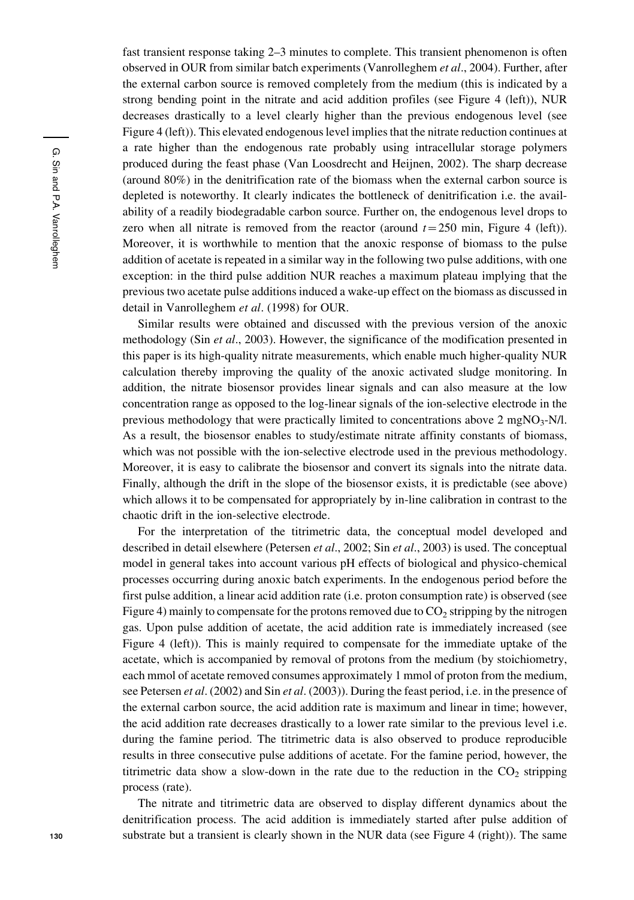fast transient response taking 2–3 minutes to complete. This transient phenomenon is often observed in OUR from similar batch experiments (Vanrolleghem *et al*., 2004). Further, after the external carbon source is removed completely from the medium (this is indicated by a strong bending point in the nitrate and acid addition profiles (see Figure 4 (left)), NUR decreases drastically to a level clearly higher than the previous endogenous level (see Figure 4 (left)). This elevated endogenous level implies that the nitrate reduction continues at a rate higher than the endogenous rate probably using intracellular storage polymers produced during the feast phase (Van Loosdrecht and Heijnen, 2002). The sharp decrease (around 80%) in the denitrification rate of the biomass when the external carbon source is depleted is noteworthy. It clearly indicates the bottleneck of denitrification i.e. the availability of a readily biodegradable carbon source. Further on, the endogenous level drops to zero when all nitrate is removed from the reactor (around $t = 250$ min, Figure 4 (left)). Moreover, it is worthwhile to mention that the anoxic response of biomass to the pulse addition of acetate is repeated in a similar way in the following two pulse additions, with one exception: in the third pulse addition NUR reaches a maximum plateau implying that the previous two acetate pulse additions induced a wake-up effect on the biomass as discussed in detail in Vanrolleghem *et al*. (1998) for OUR.

Similar results were obtained and discussed with the previous version of the anoxic methodology (Sin *et al*., 2003). However, the significance of the modification presented in this paper is its high-quality nitrate measurements, which enable much higher-quality NUR calculation thereby improving the quality of the anoxic activated sludge monitoring. In addition, the nitrate biosensor provides linear signals and can also measure at the low concentration range as opposed to the log-linear signals of the ion-selective electrode in the previous methodology that were practically limited to concentrations above 2 mg$NO_3$-N/l. As a result, the biosensor enables to study/estimate nitrate affinity constants of biomass, which was not possible with the ion-selective electrode used in the previous methodology. Moreover, it is easy to calibrate the biosensor and convert its signals into the nitrate data. Finally, although the drift in the slope of the biosensor exists, it is predictable (see above) which allows it to be compensated for appropriately by in-line calibration in contrast to the chaotic drift in the ion-selective electrode.

For the interpretation of the titrimetric data, the conceptual model developed and described in detail elsewhere (Petersen *et al*., 2002; Sin *et al*., 2003) is used. The conceptual model in general takes into account various pH effects of biological and physico-chemical processes occurring during anoxic batch experiments. In the endogenous period before the first pulse addition, a linear acid addition rate (i.e. proton consumption rate) is observed (see Figure 4) mainly to compensate for the protons removed due to $CO_2$ stripping by the nitrogen gas. Upon pulse addition of acetate, the acid addition rate is immediately increased (see Figure 4 (left)). This is mainly required to compensate for the immediate uptake of the acetate, which is accompanied by removal of protons from the medium (by stoichiometry, each mmol of acetate removed consumes approximately 1 mmol of proton from the medium, see Petersen *et al*. (2002) and Sin *et al*. (2003)). During the feast period, i.e. in the presence of the external carbon source, the acid addition rate is maximum and linear in time; however, the acid addition rate decreases drastically to a lower rate similar to the previous level i.e. during the famine period. The titrimetric data is also observed to produce reproducible results in three consecutive pulse additions of acetate. For the famine period, however, the titrimetric data show a slow-down in the rate due to the reduction in the $CO_2$ stripping process (rate).

The nitrate and titrimetric data are observed to display different dynamics about the denitrification process. The acid addition is immediately started after pulse addition of substrate but a transient is clearly shown in the NUR data (see Figure 4 (right)). The same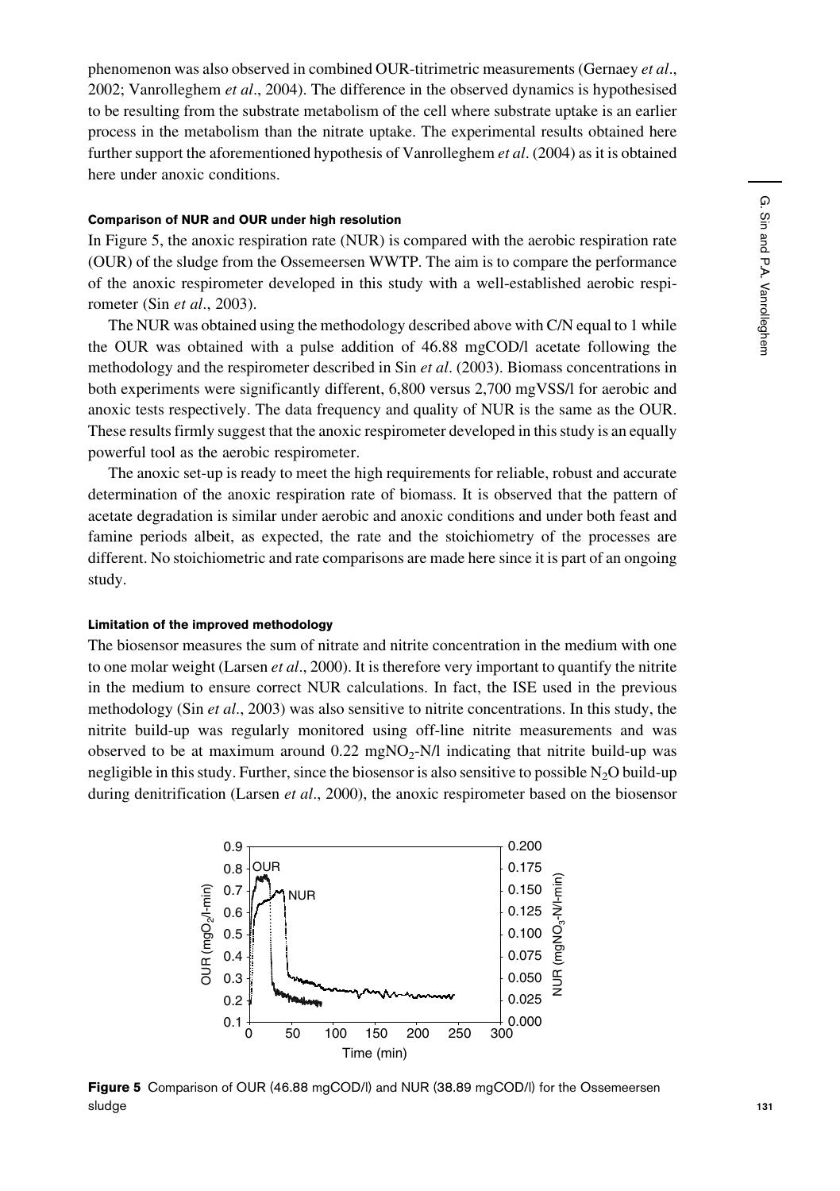phenomenon was also observed in combined OUR-titrimetric measurements (Gernaey *et al*., 2002; Vanrolleghem *et al*., 2004). The difference in the observed dynamics is hypothesised to be resulting from the substrate metabolism of the cell where substrate uptake is an earlier process in the metabolism than the nitrate uptake. The experimental results obtained here further support the aforementioned hypothesis of Vanrolleghem *et al*. (2004) as it is obtained here under anoxic conditions.

#### Comparison of NUR and OUR under high resolution

In Figure 5, the anoxic respiration rate (NUR) is compared with the aerobic respiration rate (OUR) of the sludge from the Ossemeersen WWTP. The aim is to compare the performance of the anoxic respirometer developed in this study with a well-established aerobic respirometer (Sin *et al*., 2003).

The NUR was obtained using the methodology described above with C/N equal to 1 while the OUR was obtained with a pulse addition of 46.88 mgCOD/l acetate following the methodology and the respirometer described in Sin *et al*. (2003). Biomass concentrations in both experiments were significantly different, 6,800 versus 2,700 mgVSS/l for aerobic and anoxic tests respectively. The data frequency and quality of NUR is the same as the OUR. These results firmly suggest that the anoxic respirometer developed in this study is an equally powerful tool as the aerobic respirometer.

The anoxic set-up is ready to meet the high requirements for reliable, robust and accurate determination of the anoxic respiration rate of biomass. It is observed that the pattern of acetate degradation is similar under aerobic and anoxic conditions and under both feast and famine periods albeit, as expected, the rate and the stoichiometry of the processes are different. No stoichiometric and rate comparisons are made here since it is part of an ongoing study.

#### Limitation of the improved methodology

The biosensor measures the sum of nitrate and nitrite concentration in the medium with one to one molar weight (Larsen *et al*., 2000). It is therefore very important to quantify the nitrite in the medium to ensure correct NUR calculations. In fact, the ISE used in the previous methodology (Sin *et al*., 2003) was also sensitive to nitrite concentrations. In this study, the nitrite build-up was regularly monitored using off-line nitrite measurements and was observed to be at maximum around 0.22 mg$NO_2$-N/l indicating that nitrite build-up was negligible in this study. Further, since the biosensor is also sensitive to possible $N_2O$ build-up during denitrification (Larsen *et al*., 2000), the anoxic respirometer based on the biosensor

**Figure 5** Comparison of OUR (46.88 mgCOD/l) and NUR (38.89 mgCOD/l) for the Ossemeersen sludge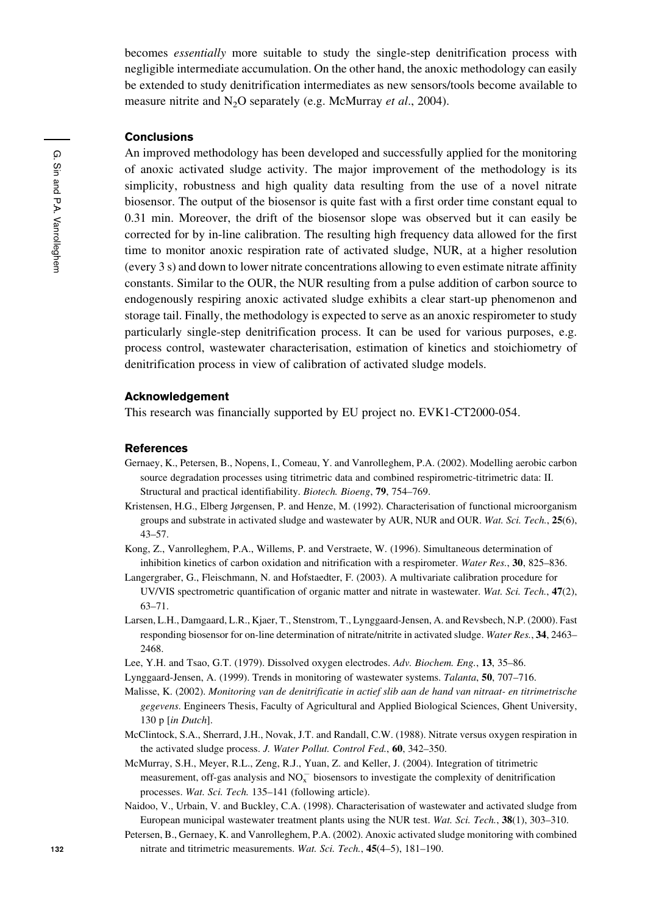becomes *essentially* more suitable to study the single-step denitrification process with negligible intermediate accumulation. On the other hand, the anoxic methodology can easily be extended to study denitrification intermediates as new sensors/tools become available to measure nitrite and $N_2O$ separately (e.g. McMurray *et al*., 2004).

## Conclusions

An improved methodology has been developed and successfully applied for the monitoring of anoxic activated sludge activity. The major improvement of the methodology is its simplicity, robustness and high quality data resulting from the use of a novel nitrate biosensor. The output of the biosensor is quite fast with a first order time constant equal to 0.31 min. Moreover, the drift of the biosensor slope was observed but it can easily be corrected for by in-line calibration. The resulting high frequency data allowed for the first time to monitor anoxic respiration rate of activated sludge, NUR, at a higher resolution (every 3 s) and down to lower nitrate concentrations allowing to even estimate nitrate affinity constants. Similar to the OUR, the NUR resulting from a pulse addition of carbon source to endogenously respiring anoxic activated sludge exhibits a clear start-up phenomenon and storage tail. Finally, the methodology is expected to serve as an anoxic respirometer to study particularly single-step denitrification process. It can be used for various purposes, e.g. process control, wastewater characterisation, estimation of kinetics and stoichiometry of denitrification process in view of calibration of activated sludge models.

## Acknowledgement

This research was financially supported by EU project no. EVK1-CT2000-054.

## References

Gernaey, K., Petersen, B., Nopens, I., Comeau, Y. and Vanrolleghem, P.A. (2002). Modelling aerobic carbon source degradation processes using titrimetric data and combined respirometric-titrimetric data: II. Structural and practical identifiability. *Biotech. Bioeng*, **79**, 754–769.

Kristensen, H.G., Elberg Jørgensen, P. and Henze, M. (1992). Characterisation of functional microorganism groups and substrate in activated sludge and wastewater by AUR, NUR and OUR. *Wat. Sci. Tech.*, **25**(6), 43–57.

Kong, Z., Vanrolleghem, P.A., Willems, P. and Verstraete, W. (1996). Simultaneous determination of inhibition kinetics of carbon oxidation and nitrification with a respirometer. *Water Res.*, **30**, 825–836.

Langergraber, G., Fleischmann, N. and Hofstaedter, F. (2003). A multivariate calibration procedure for UV/VIS spectrometric quantification of organic matter and nitrate in wastewater. *Wat. Sci. Tech.*, **47**(2), 63–71.

Larsen, L.H., Damgaard, L.R., Kjaer, T., Stenstrom, T., Lynggaard-Jensen, A. and Revsbech, N.P. (2000). Fast responding biosensor for on-line determination of nitrate/nitrite in activated sludge. *Water Res.*, **34**, 2463–2468.

Lee, Y.H. and Tsao, G.T. (1979). Dissolved oxygen electrodes. *Adv. Biochem. Eng.*, **13**, 35–86.

Lynggaard-Jensen, A. (1999). Trends in monitoring of wastewater systems. *Talanta*, **50**, 707–716.

Malisse, K. (2002). *Monitoring van de denitrificatie in actief slib aan de hand van nitraat- en titrimetrische gegevens*. Engineers Thesis, Faculty of Agricultural and Applied Biological Sciences, Ghent University, 130 p [*in Dutch*].

McClintock, S.A., Sherrard, J.H., Novak, J.T. and Randall, C.W. (1988). Nitrate versus oxygen respiration in the activated sludge process. *J. Water Pollut. Control Fed.*, **60**, 342–350.

McMurray, S.H., Meyer, R.L., Zeng, R.J., Yuan, Z. and Keller, J. (2004). Integration of titrimetric measurement, off-gas analysis and $NO_x^-$ biosensors to investigate the complexity of denitrification processes. *Wat. Sci. Tech.* 135–141 (following article).

Naidoo, V., Urbain, V. and Buckley, C.A. (1998). Characterisation of wastewater and activated sludge from European municipal wastewater treatment plants using the NUR test. *Wat. Sci. Tech.*, **38**(1), 303–310.

Petersen, B., Gernaey, K. and Vanrolleghem, P.A. (2002). Anoxic activated sludge monitoring with combined nitrate and titrimetric measurements. *Wat. Sci. Tech.*, **45**(4–5), 181–190.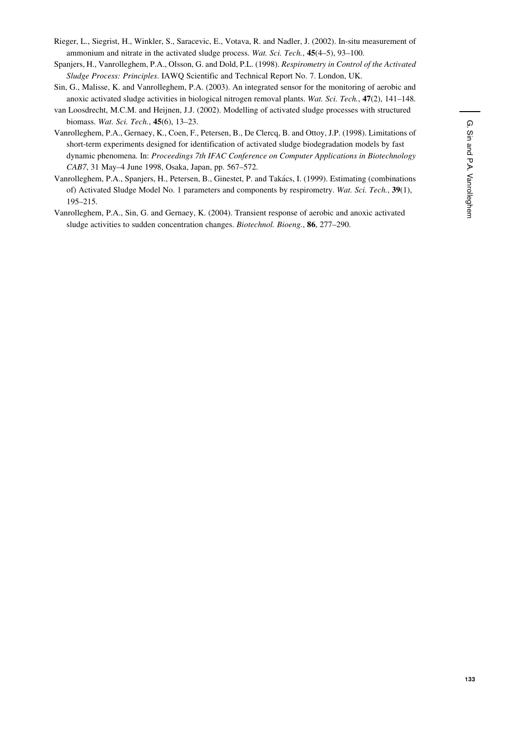Rieger, L., Siegrist, H., Winkler, S., Saracevic, E., Votava, R. and Nadler, J. (2002). In-situ measurement of ammonium and nitrate in the activated sludge process. *Wat. Sci. Tech.*, **45**(4–5), 93–100.

Spanjers, H., Vanrolleghem, P.A., Olsson, G. and Dold, P.L. (1998). *Respirometry in Control of the Activated Sludge Process: Principles*. IAWQ Scientific and Technical Report No. 7. London, UK.

Sin, G., Malisse, K. and Vanrolleghem, P.A. (2003). An integrated sensor for the monitoring of aerobic and anoxic activated sludge activities in biological nitrogen removal plants. *Wat. Sci. Tech.*, **47**(2), 141–148.

van Loosdrecht, M.C.M. and Heijnen, J.J. (2002). Modelling of activated sludge processes with structured biomass. *Wat. Sci. Tech.*, **45**(6), 13–23.

Vanrolleghem, P.A., Gernaey, K., Coen, F., Petersen, B., De Clercq, B. and Ottoy, J.P. (1998). Limitations of short-term experiments designed for identification of activated sludge biodegradation models by fast dynamic phenomena. In: *Proceedings 7th IFAC Conference on Computer Applications in Biotechnology CAB7*, 31 May–4 June 1998, Osaka, Japan, pp. 567–572.

Vanrolleghem, P.A., Spanjers, H., Petersen, B., Ginestet, P. and Takács, I. (1999). Estimating (combinations of) Activated Sludge Model No. 1 parameters and components by respirometry. *Wat. Sci. Tech.*, **39**(1), 195–215.

Vanrolleghem, P.A., Sin, G. and Gernaey, K. (2004). Transient response of aerobic and anoxic activated sludge activities to sudden concentration changes. *Biotechnol. Bioeng.*, **86**, 277–290.